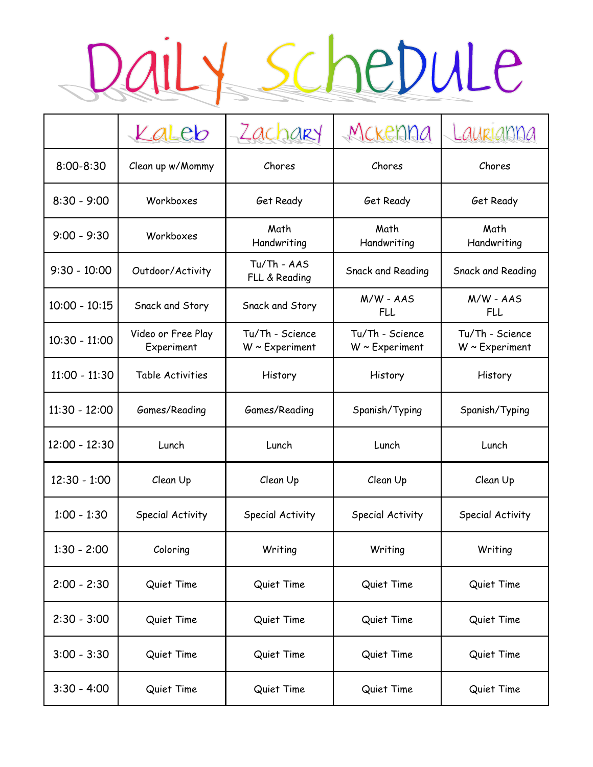# Daily Schedule

| | Kaleb | Zachary | Mckenna | Laurianna |
|---|---|---|---|---|
| 8:00-8:30 | Clean up w/Mommy | Chores | Chores | Chores |
| 8:30 - 9:00 | Workboxes | Get Ready | Get Ready | Get Ready |
| 9:00 - 9:30 | Workboxes | Math Handwriting | Math Handwriting | Math Handwriting |
| 9:30 - 10:00 | Outdoor/Activity | Tu/Th - AAS FLL & Reading | Snack and Reading | Snack and Reading |
| 10:00 - 10:15 | Snack and Story | Snack and Story | M/W - AAS FLL | M/W - AAS FLL |
| 10:30 - 11:00 | Video or Free Play Experiment | Tu/Th - Science W ~ Experiment | Tu/Th - Science W ~ Experiment | Tu/Th - Science W ~ Experiment |
| 11:00 - 11:30 | Table Activities | History | History | History |
| 11:30 - 12:00 | Games/Reading | Games/Reading | Spanish/Typing | Spanish/Typing |
| 12:00 - 12:30 | Lunch | Lunch | Lunch | Lunch |
| 12:30 - 1:00 | Clean Up | Clean Up | Clean Up | Clean Up |
| 1:00 - 1:30 | Special Activity | Special Activity | Special Activity | Special Activity |
| 1:30 - 2:00 | Coloring | Writing | Writing | Writing |
| 2:00 - 2:30 | Quiet Time | Quiet Time | Quiet Time | Quiet Time |
| 2:30 - 3:00 | Quiet Time | Quiet Time | Quiet Time | Quiet Time |
| 3:00 - 3:30 | Quiet Time | Quiet Time | Quiet Time | Quiet Time |
| 3:30 - 4:00 | Quiet Time | Quiet Time | Quiet Time | Quiet Time |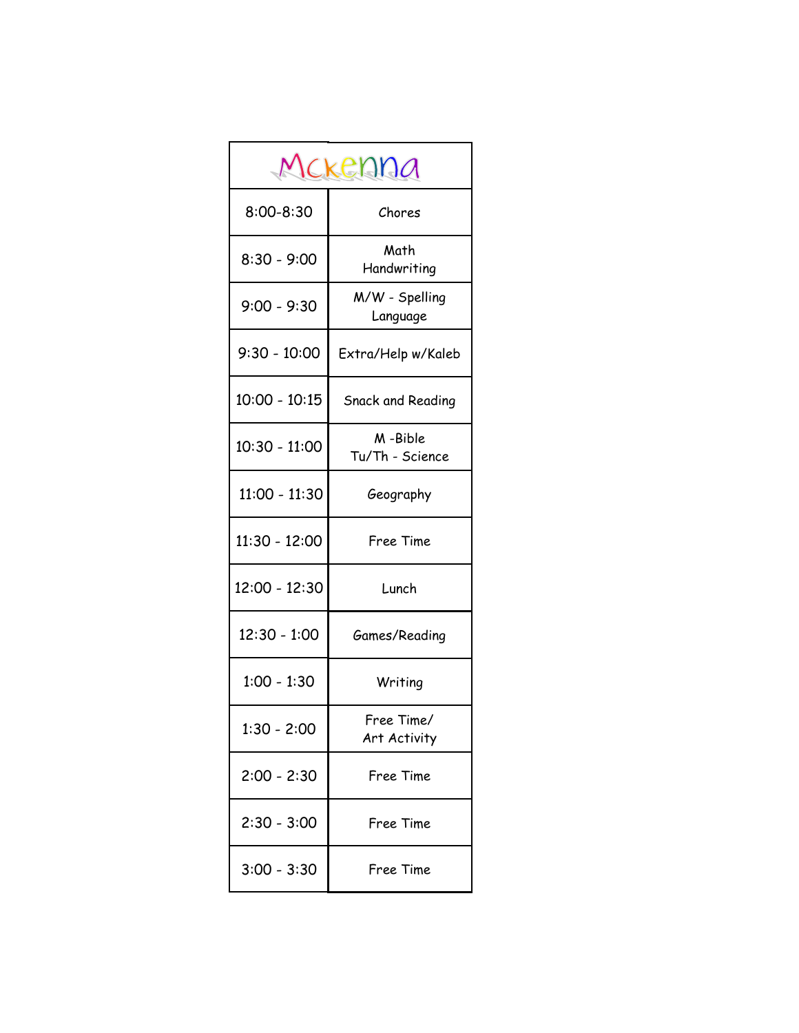| Mckenna | |
|---|---|
| 8:00-8:30 | Chores |
| 8:30 - 9:00 | Math<br>Handwriting |
| 9:00 - 9:30 | M/W - Spelling<br>Language |
| 9:30 - 10:00 | Extra/Help w/Kaleb |
| 10:00 - 10:15 | Snack and Reading |
| 10:30 - 11:00 | M -Bible<br>Tu/Th - Science |
| 11:00 - 11:30 | Geography |
| 11:30 - 12:00 | Free Time |
| 12:00 - 12:30 | Lunch |
| 12:30 - 1:00 | Games/Reading |
| 1:00 - 1:30 | Writing |
| 1:30 - 2:00 | Free Time/<br>Art Activity |
| 2:00 - 2:30 | Free Time |
| 2:30 - 3:00 | Free Time |
| 3:00 - 3:30 | Free Time |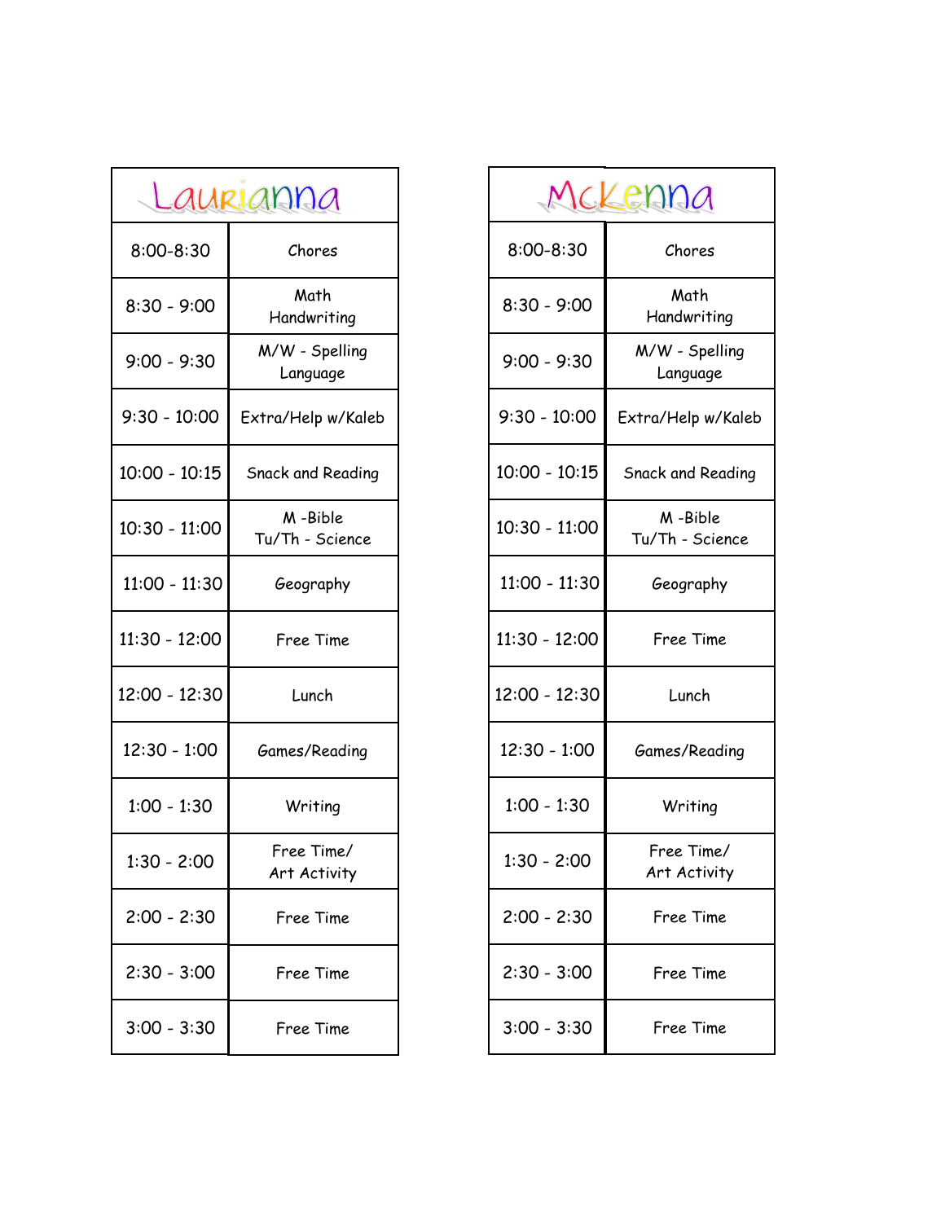| Laurianna | |
|---|---|
| 8:00-8:30 | Chores |
| 8:30 - 9:00 | Math Handwriting |
| 9:00 - 9:30 | M/W - Spelling Language |
| 9:30 - 10:00 | Extra/Help w/Kaleb |
| 10:00 - 10:15 | Snack and Reading |
| 10:30 - 11:00 | M -Bible Tu/Th - Science |
| 11:00 - 11:30 | Geography |
| 11:30 - 12:00 | Free Time |
| 12:00 - 12:30 | Lunch |
| 12:30 - 1:00 | Games/Reading |
| 1:00 - 1:30 | Writing |
| 1:30 - 2:00 | Free Time/ Art Activity |
| 2:00 - 2:30 | Free Time |
| 2:30 - 3:00 | Free Time |
| 3:00 - 3:30 | Free Time |

| McKenna | |
|---|---|
| 8:00-8:30 | Chores |
| 8:30 - 9:00 | Math Handwriting |
| 9:00 - 9:30 | M/W - Spelling Language |
| 9:30 - 10:00 | Extra/Help w/Kaleb |
| 10:00 - 10:15 | Snack and Reading |
| 10:30 - 11:00 | M -Bible Tu/Th - Science |
| 11:00 - 11:30 | Geography |
| 11:30 - 12:00 | Free Time |
| 12:00 - 12:30 | Lunch |
| 12:30 - 1:00 | Games/Reading |
| 1:00 - 1:30 | Writing |
| 1:30 - 2:00 | Free Time/ Art Activity |
| 2:00 - 2:30 | Free Time |
| 2:30 - 3:00 | Free Time |
| 3:00 - 3:30 | Free Time |